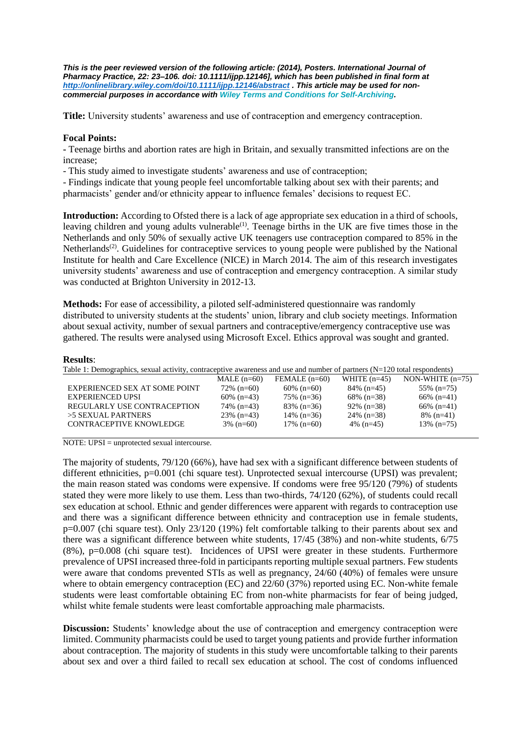***This is the peer reviewed version of the following article: (2014), Posters. International Journal of Pharmacy Practice, 22: 23–106. doi: 10.1111/ijpp.12146], which has been published in final form at [http://onlinelibrary.wiley.com/doi/10.1111/ijpp.12146/abstract](http://onlinelibrary.wiley.com/doi/10.1111/ijpp.12146/abstract) . This article may be used for non-commercial purposes in accordance with Wiley Terms and Conditions for Self-Archiving.***

**Title:** University students' awareness and use of contraception and emergency contraception.

**Focal Points:**

- Teenage births and abortion rates are high in Britain, and sexually transmitted infections are on the increase;
- This study aimed to investigate students' awareness and use of contraception;
- Findings indicate that young people feel uncomfortable talking about sex with their parents; and pharmacists' gender and/or ethnicity appear to influence females' decisions to request EC.

**Introduction:** According to Ofsted there is a lack of age appropriate sex education in a third of schools, leaving children and young adults vulnerable[1]. Teenage births in the UK are five times those in the Netherlands and only 50% of sexually active UK teenagers use contraception compared to 85% in the Netherlands[2]. Guidelines for contraceptive services to young people were published by the National Institute for health and Care Excellence (NICE) in March 2014. The aim of this research investigates university students' awareness and use of contraception and emergency contraception. A similar study was conducted at Brighton University in 2012-13.

**Methods:** For ease of accessibility, a piloted self-administered questionnaire was randomly distributed to university students at the students' union, library and club society meetings. Information about sexual activity, number of sexual partners and contraceptive/emergency contraceptive use was gathered. The results were analysed using Microsoft Excel. Ethics approval was sought and granted.

**Results**:

Table 1: Demographics, sexual activity, contraceptive awareness and use and number of partners (N=120 total respondents)

| | MALE (n=60) | FEMALE (n=60) | WHITE (n=45) | NON-WHITE (n=75) |
|---|---|---|---|---|
| EXPERIENCED SEX AT SOME POINT | 72% (n=60) | 60% (n=60) | 84% (n=45) | 55% (n=75) |
| EXPERIENCED UPSI | 60% (n=43) | 75% (n=36) | 68% (n=38) | 66% (n=41) |
| REGULARLY USE CONTRACEPTION | 74% (n=43) | 83% (n=36) | 92% (n=38) | 66% (n=41) |
| >5 SEXUAL PARTNERS | 23% (n=43) | 14% (n=36) | 24% (n=38) | 8% (n=41) |
| CONTRACEPTIVE KNOWLEDGE | 3% (n=60) | 17% (n=60) | 4% (n=45) | 13% (n=75) |

NOTE: UPSI = unprotected sexual intercourse.

The majority of students, 79/120 (66%), have had sex with a significant difference between students of different ethnicities, $p=0.001$ (chi square test). Unprotected sexual intercourse (UPSI) was prevalent; the main reason stated was condoms were expensive. If condoms were free 95/120 (79%) of students stated they were more likely to use them. Less than two-thirds, 74/120 (62%), of students could recall sex education at school. Ethnic and gender differences were apparent with regards to contraception use and there was a significant difference between ethnicity and contraception use in female students, $p=0.007$ (chi square test). Only 23/120 (19%) felt comfortable talking to their parents about sex and there was a significant difference between white students, 17/45 (38%) and non-white students, 6/75 (8%), $p=0.008$ (chi square test). Incidences of UPSI were greater in these students. Furthermore prevalence of UPSI increased three-fold in participants reporting multiple sexual partners. Few students were aware that condoms prevented STIs as well as pregnancy, 24/60 (40%) of females were unsure where to obtain emergency contraception (EC) and 22/60 (37%) reported using EC. Non-white female students were least comfortable obtaining EC from non-white pharmacists for fear of being judged, whilst white female students were least comfortable approaching male pharmacists.

**Discussion:** Students' knowledge about the use of contraception and emergency contraception were limited. Community pharmacists could be used to target young patients and provide further information about contraception. The majority of students in this study were uncomfortable talking to their parents about sex and over a third failed to recall sex education at school. The cost of condoms influenced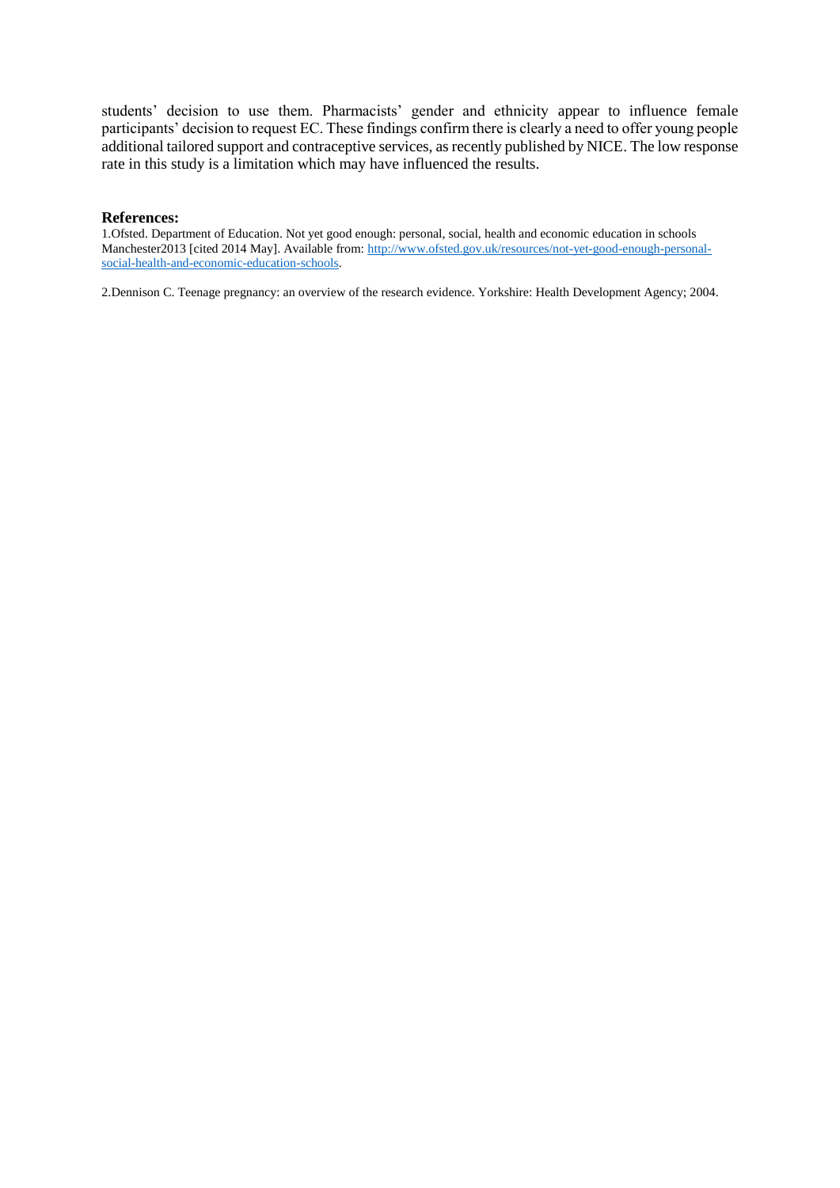students' decision to use them. Pharmacists' gender and ethnicity appear to influence female participants' decision to request EC. These findings confirm there is clearly a need to offer young people additional tailored support and contraceptive services, as recently published by NICE. The low response rate in this study is a limitation which may have influenced the results.

**References:**

1.Ofsted. Department of Education. Not yet good enough: personal, social, health and economic education in schools Manchester2013 [cited 2014 May]. Available from: http://www.ofsted.gov.uk/resources/not-yet-good-enough-personal-social-health-and-economic-education-schools.

2.Dennison C. Teenage pregnancy: an overview of the research evidence. Yorkshire: Health Development Agency; 2004.